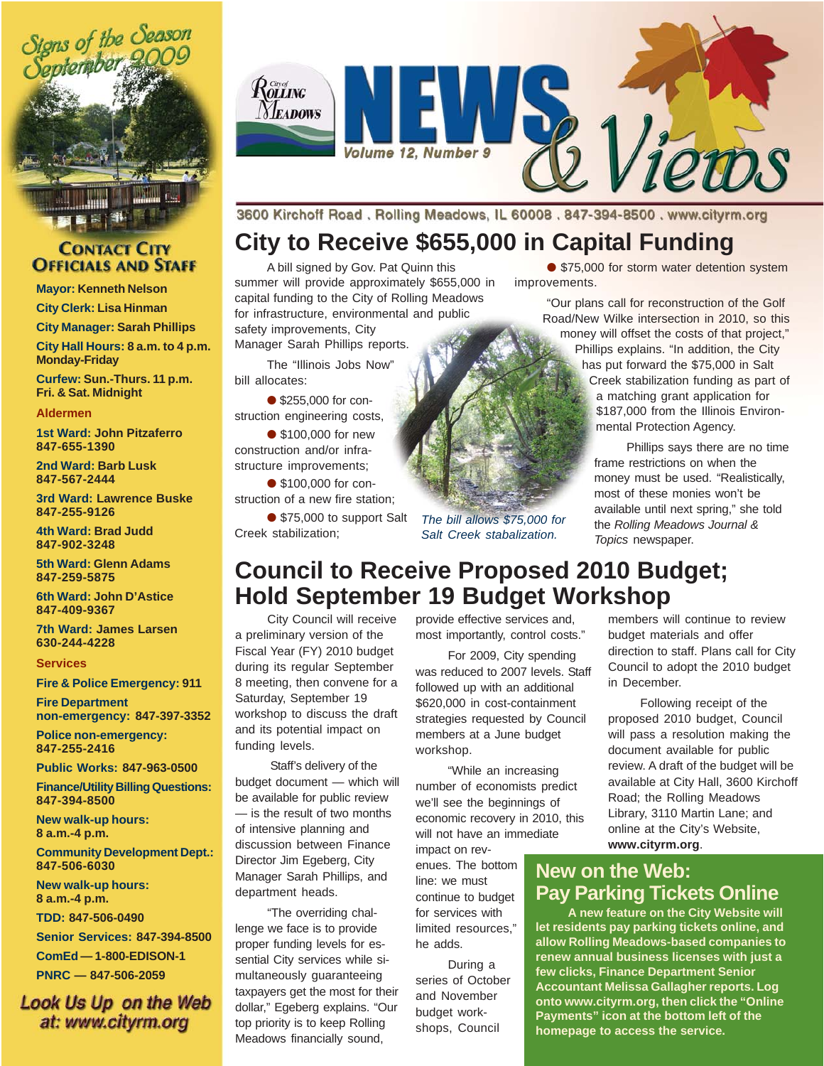Signs of the Season September 2009

# City of Rolling Meadows NEWS & Views

*Volume 12, Number 9*

3600 Kirchoff Road . Rolling Meadows, IL 60008 . 847-394-8500 . www.cityrm.org

## Contact City Officials and Staff

**Mayor:** Kenneth Nelson

**City Clerk:** Lisa Hinman

**City Manager:** Sarah Phillips

**City Hall Hours:** 8 a.m. to 4 p.m. Monday-Friday

**Curfew:** Sun.-Thurs. 11 p.m. Fri. & Sat. Midnight

**Aldermen**

**1st Ward:** John Pitzaferro 847-655-1390

**2nd Ward:** Barb Lusk 847-567-2444

**3rd Ward:** Lawrence Buske 847-255-9126

**4th Ward:** Brad Judd 847-902-3248

**5th Ward:** Glenn Adams 847-259-5875

**6th Ward:** John D'Astice 847-409-9367

**7th Ward:** James Larsen 630-244-4228

**Services**

**Fire & Police Emergency:** 911

**Fire Department non-emergency:** 847-397-3352

**Police non-emergency:** 847-255-2416

**Public Works:** 847-963-0500

**Finance/Utility Billing Questions:** 847-394-8500

**New walk-up hours:** 8 a.m.-4 p.m.

**Community Development Dept.:** 847-506-6030

**New walk-up hours:** 8 a.m.-4 p.m.

**TDD:** 847-506-0490

**Senior Services:** 847-394-8500

**ComEd** — 1-800-EDISON-1

**PNRC** — 847-506-2059

Look Us Up on the Web at: www.cityrm.org

# City to Receive $655,000 in Capital Funding

A bill signed by Gov. Pat Quinn this summer will provide approximately $655,000 in capital funding to the City of Rolling Meadows for infrastructure, environmental and public safety improvements, City Manager Sarah Phillips reports.

The "Illinois Jobs Now" bill allocates:

- $255,000 for construction engineering costs,
- $100,000 for new construction and/or infrastructure improvements;
- $100,000 for construction of a new fire station;
- $75,000 to support Salt Creek stabilization;
- $75,000 for storm water detention system improvements.

*The bill allows $75,000 for Salt Creek stabalization.*

"Our plans call for reconstruction of the Golf Road/New Wilke intersection in 2010, so this money will offset the costs of that project," Phillips explains. "In addition, the City has put forward the $75,000 in Salt Creek stabilization funding as part of a matching grant application for $187,000 from the Illinois Environmental Protection Agency.

Phillips says there are no time frame restrictions on when the money must be used. "Realistically, most of these monies won't be available until next spring," she told the *Rolling Meadows Journal & Topics* newspaper.

# Council to Receive Proposed 2010 Budget; Hold September 19 Budget Workshop

City Council will receive a preliminary version of the Fiscal Year (FY) 2010 budget during its regular September 8 meeting, then convene for a Saturday, September 19 workshop to discuss the draft and its potential impact on funding levels.

Staff's delivery of the budget document — which will be available for public review — is the result of two months of intensive planning and discussion between Finance Director Jim Egeberg, City Manager Sarah Phillips, and department heads.

"The overriding challenge we face is to provide proper funding levels for essential City services while simultaneously guaranteeing taxpayers get the most for their dollar," Egeberg explains. "Our top priority is to keep Rolling Meadows financially sound, provide effective services and, most importantly, control costs."

For 2009, City spending was reduced to 2007 levels. Staff followed up with an additional $620,000 in cost-containment strategies requested by Council members at a June budget workshop.

"While an increasing number of economists predict we'll see the beginnings of economic recovery in 2010, this will not have an immediate impact on revenues. The bottom line: we must continue to budget for services with limited resources," he adds.

During a series of October and November budget workshops, Council members will continue to review budget materials and offer direction to staff. Plans call for City Council to adopt the 2010 budget in December.

Following receipt of the proposed 2010 budget, Council will pass a resolution making the document available for public review. A draft of the budget will be available at City Hall, 3600 Kirchoff Road; the Rolling Meadows Library, 3110 Martin Lane; and online at the City's Website, **www.cityrm.org**.

## New on the Web: Pay Parking Tickets Online

**A new feature on the City Website will let residents pay parking tickets online, and allow Rolling Meadows-based companies to renew annual business licenses with just a few clicks, Finance Department Senior Accountant Melissa Gallagher reports. Log onto www.cityrm.org, then click the "Online Payments" icon at the bottom left of the homepage to access the service.**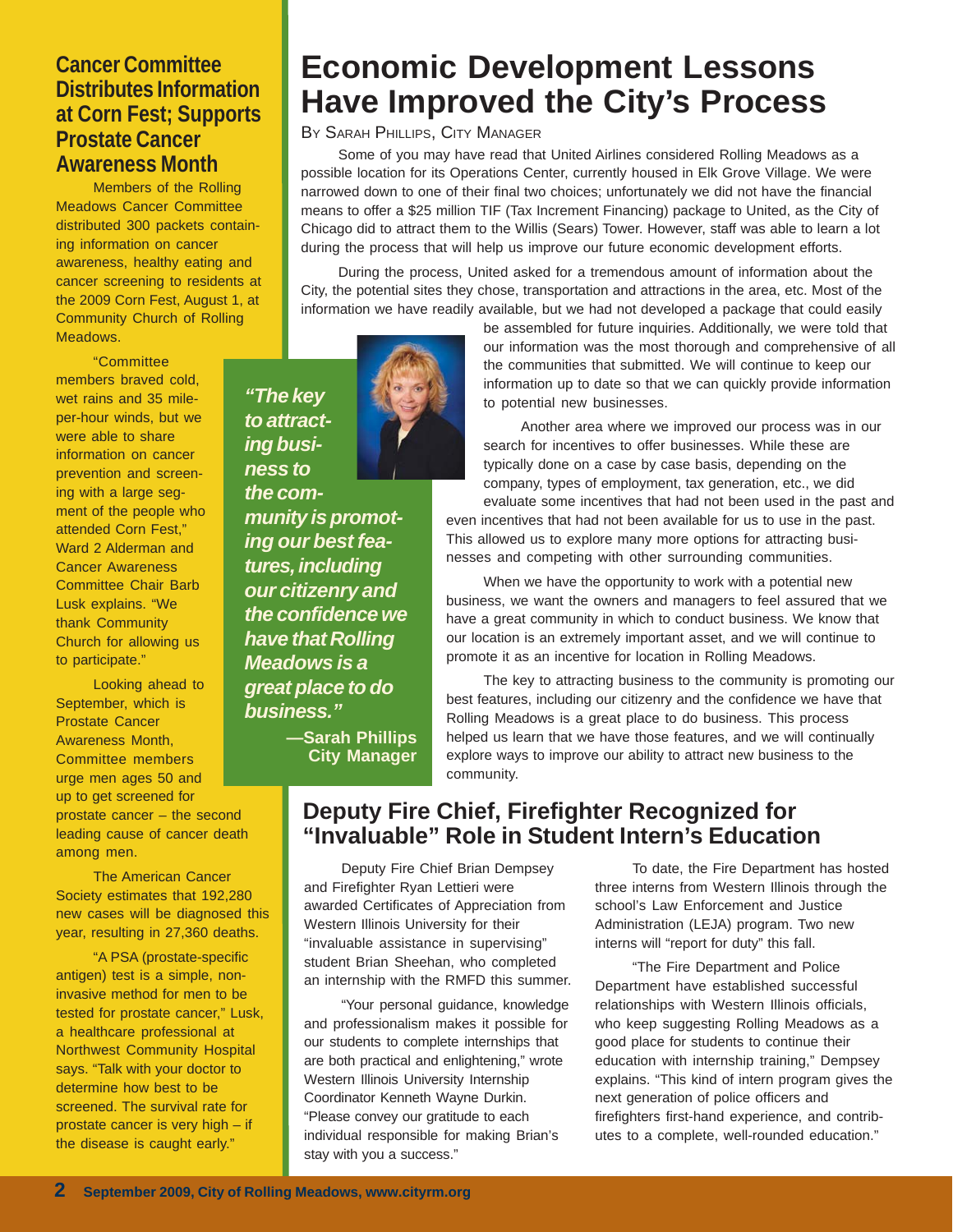## Cancer Committee Distributes Information at Corn Fest; Supports Prostate Cancer Awareness Month

Members of the Rolling Meadows Cancer Committee distributed 300 packets containing information on cancer awareness, healthy eating and cancer screening to residents at the 2009 Corn Fest, August 1, at Community Church of Rolling Meadows.

"Committee members braved cold, wet rains and 35 mile-per-hour winds, but we were able to share information on cancer prevention and screening with a large segment of the people who attended Corn Fest," Ward 2 Alderman and Cancer Awareness Committee Chair Barb Lusk explains. "We thank Community Church for allowing us to participate."

Looking ahead to September, which is Prostate Cancer Awareness Month, Committee members urge men ages 50 and up to get screened for prostate cancer – the second leading cause of cancer death among men.

The American Cancer Society estimates that 192,280 new cases will be diagnosed this year, resulting in 27,360 deaths.

"A PSA (prostate-specific antigen) test is a simple, non-invasive method for men to be tested for prostate cancer," Lusk, a healthcare professional at Northwest Community Hospital says. "Talk with your doctor to determine how best to be screened. The survival rate for prostate cancer is very high – if the disease is caught early."

# Economic Development Lessons Have Improved the City's Process

By Sarah Phillips, City Manager

Some of you may have read that United Airlines considered Rolling Meadows as a possible location for its Operations Center, currently housed in Elk Grove Village. We were narrowed down to one of their final two choices; unfortunately we did not have the financial means to offer a $25 million TIF (Tax Increment Financing) package to United, as the City of Chicago did to attract them to the Willis (Sears) Tower. However, staff was able to learn a lot during the process that will help us improve our future economic development efforts.

During the process, United asked for a tremendous amount of information about the City, the potential sites they chose, transportation and attractions in the area, etc. Most of the information we have readily available, but we had not developed a package that could easily be assembled for future inquiries. Additionally, we were told that our information was the most thorough and comprehensive of all the communities that submitted. We will continue to keep our information up to date so that we can quickly provide information to potential new businesses.

Another area where we improved our process was in our search for incentives to offer businesses. While these are typically done on a case by case basis, depending on the company, types of employment, tax generation, etc., we did evaluate some incentives that had not been used in the past and even incentives that had not been available for us to use in the past. This allowed us to explore many more options for attracting businesses and competing with other surrounding communities.

When we have the opportunity to work with a potential new business, we want the owners and managers to feel assured that we have a great community in which to conduct business. We know that our location is an extremely important asset, and we will continue to promote it as an incentive for location in Rolling Meadows.

The key to attracting business to the community is promoting our best features, including our citizenry and the confidence we have that Rolling Meadows is a great place to do business. This process helped us learn that we have those features, and we will continually explore ways to improve our ability to attract new business to the community.

> ***"The key to attracting business to the community is promoting our best features, including our citizenry and the confidence we have that Rolling Meadows is a great place to do business."***
>
> **—Sarah Phillips City Manager**

## Deputy Fire Chief, Firefighter Recognized for "Invaluable" Role in Student Intern's Education

Deputy Fire Chief Brian Dempsey and Firefighter Ryan Lettieri were awarded Certificates of Appreciation from Western Illinois University for their "invaluable assistance in supervising" student Brian Sheehan, who completed an internship with the RMFD this summer.

"Your personal guidance, knowledge and professionalism makes it possible for our students to complete internships that are both practical and enlightening," wrote Western Illinois University Internship Coordinator Kenneth Wayne Durkin. "Please convey our gratitude to each individual responsible for making Brian's stay with you a success."

To date, the Fire Department has hosted three interns from Western Illinois through the school's Law Enforcement and Justice Administration (LEJA) program. Two new interns will "report for duty" this fall.

"The Fire Department and Police Department have established successful relationships with Western Illinois officials, who keep suggesting Rolling Meadows as a good place for students to continue their education with internship training," Dempsey explains. "This kind of intern program gives the next generation of police officers and firefighters first-hand experience, and contributes to a complete, well-rounded education."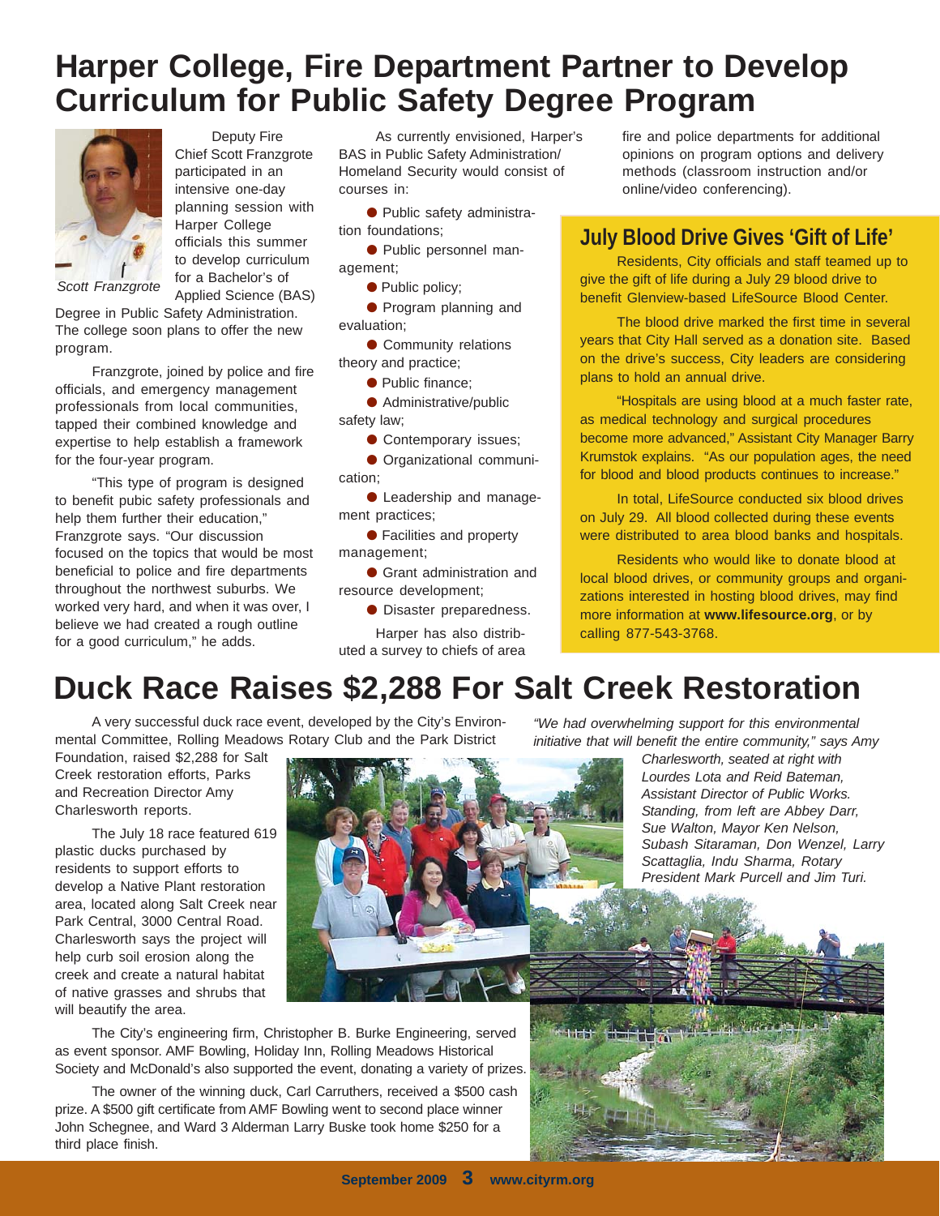# Harper College, Fire Department Partner to Develop Curriculum for Public Safety Degree Program

*Scott Franzgrote*

Deputy Fire Chief Scott Franzgrote participated in an intensive one-day planning session with Harper College officials this summer to develop curriculum for a Bachelor's of Applied Science (BAS) Degree in Public Safety Administration. The college soon plans to offer the new program.

Franzgrote, joined by police and fire officials, and emergency management professionals from local communities, tapped their combined knowledge and expertise to help establish a framework for the four-year program.

"This type of program is designed to benefit pubic safety professionals and help them further their education," Franzgrote says. "Our discussion focused on the topics that would be most beneficial to police and fire departments throughout the northwest suburbs. We worked very hard, and when it was over, I believe we had created a rough outline for a good curriculum," he adds.

As currently envisioned, Harper's BAS in Public Safety Administration/ Homeland Security would consist of courses in:

- Public safety administration foundations;
- Public personnel management;
- Public policy;
- Program planning and evaluation;
- Community relations theory and practice;
- Public finance;
- Administrative/public safety law;
- Contemporary issues;
- Organizational communication;
- Leadership and management practices;
- Facilities and property management;
- Grant administration and resource development;
- Disaster preparedness.

Harper has also distributed a survey to chiefs of area fire and police departments for additional opinions on program options and delivery methods (classroom instruction and/or online/video conferencing).

## July Blood Drive Gives 'Gift of Life'

Residents, City officials and staff teamed up to give the gift of life during a July 29 blood drive to benefit Glenview-based LifeSource Blood Center.

The blood drive marked the first time in several years that City Hall served as a donation site. Based on the drive's success, City leaders are considering plans to hold an annual drive.

"Hospitals are using blood at a much faster rate, as medical technology and surgical procedures become more advanced," Assistant City Manager Barry Krumstok explains. "As our population ages, the need for blood and blood products continues to increase."

In total, LifeSource conducted six blood drives on July 29. All blood collected during these events were distributed to area blood banks and hospitals.

Residents who would like to donate blood at local blood drives, or community groups and organizations interested in hosting blood drives, may find more information at **www.lifesource.org**, or by calling 877-543-3768.

# Duck Race Raises $2,288 For Salt Creek Restoration

A very successful duck race event, developed by the City's Environmental Committee, Rolling Meadows Rotary Club and the Park District Foundation, raised $2,288 for Salt Creek restoration efforts, Parks and Recreation Director Amy Charlesworth reports.

The July 18 race featured 619 plastic ducks purchased by residents to support efforts to develop a Native Plant restoration area, located along Salt Creek near Park Central, 3000 Central Road. Charlesworth says the project will help curb soil erosion along the creek and create a natural habitat of native grasses and shrubs that will beautify the area.

The City's engineering firm, Christopher B. Burke Engineering, served as event sponsor. AMF Bowling, Holiday Inn, Rolling Meadows Historical Society and McDonald's also supported the event, donating a variety of prizes.

The owner of the winning duck, Carl Carruthers, received a $500 cash prize. A $500 gift certificate from AMF Bowling went to second place winner John Schegnee, and Ward 3 Alderman Larry Buske took home $250 for a third place finish.

*"We had overwhelming support for this environmental initiative that will benefit the entire community," says Amy Charlesworth, seated at right with Lourdes Lota and Reid Bateman, Assistant Director of Public Works. Standing, from left are Abbey Darr, Sue Walton, Mayor Ken Nelson, Subash Sitaraman, Don Wenzel, Larry Scattaglia, Indu Sharma, Rotary President Mark Purcell and Jim Turi.*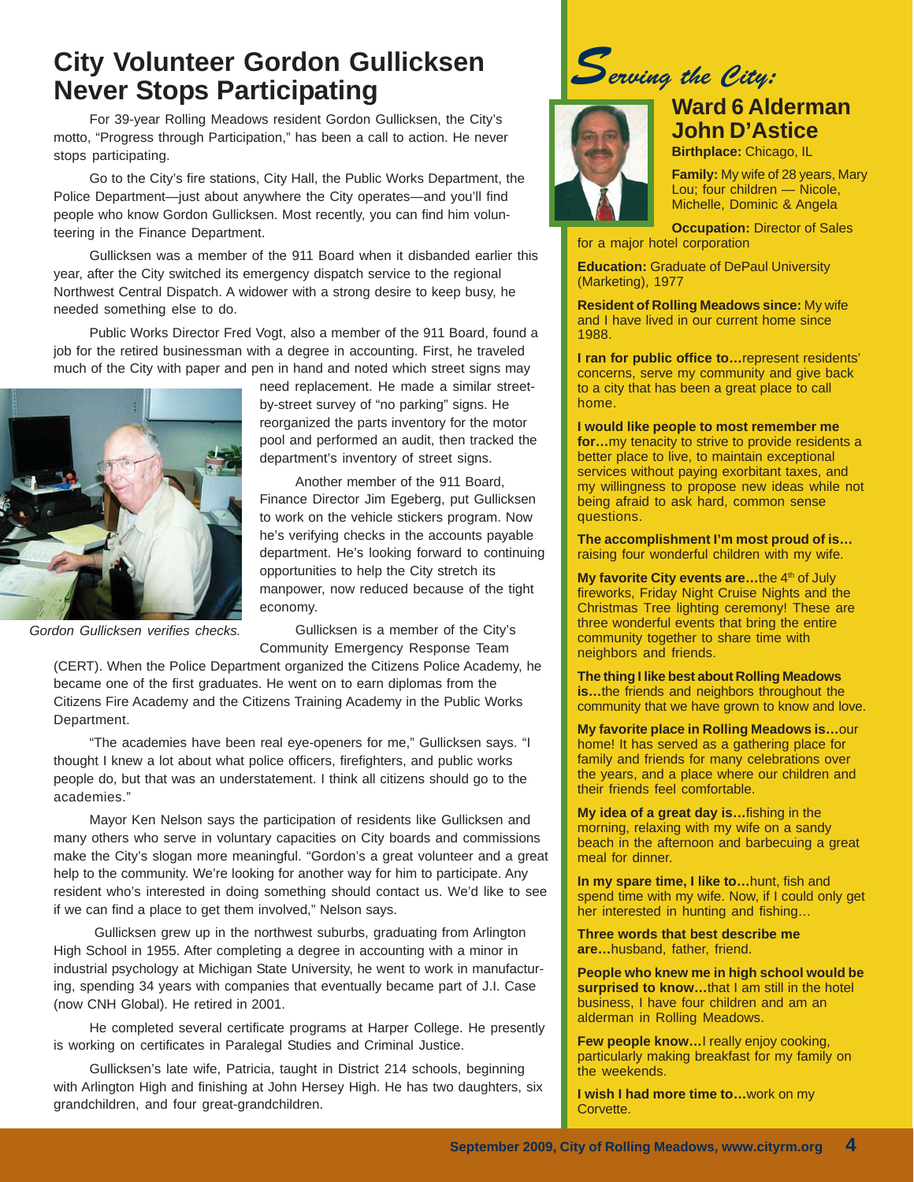# City Volunteer Gordon Gullicksen Never Stops Participating

For 39-year Rolling Meadows resident Gordon Gullicksen, the City's motto, "Progress through Participation," has been a call to action. He never stops participating.

Go to the City's fire stations, City Hall, the Public Works Department, the Police Department—just about anywhere the City operates—and you'll find people who know Gordon Gullicksen. Most recently, you can find him volunteering in the Finance Department.

Gullicksen was a member of the 911 Board when it disbanded earlier this year, after the City switched its emergency dispatch service to the regional Northwest Central Dispatch. A widower with a strong desire to keep busy, he needed something else to do.

Public Works Director Fred Vogt, also a member of the 911 Board, found a job for the retired businessman with a degree in accounting. First, he traveled much of the City with paper and pen in hand and noted which street signs may need replacement. He made a similar street-by-street survey of "no parking" signs. He reorganized the parts inventory for the motor pool and performed an audit, then tracked the department's inventory of street signs.

*Gordon Gullicksen verifies checks.*

Another member of the 911 Board, Finance Director Jim Egeberg, put Gullicksen to work on the vehicle stickers program. Now he's verifying checks in the accounts payable department. He's looking forward to continuing opportunities to help the City stretch its manpower, now reduced because of the tight economy.

Gullicksen is a member of the City's Community Emergency Response Team (CERT). When the Police Department organized the Citizens Police Academy, he became one of the first graduates. He went on to earn diplomas from the Citizens Fire Academy and the Citizens Training Academy in the Public Works Department.

"The academies have been real eye-openers for me," Gullicksen says. "I thought I knew a lot about what police officers, firefighters, and public works people do, but that was an understatement. I think all citizens should go to the academies."

Mayor Ken Nelson says the participation of residents like Gullicksen and many others who serve in voluntary capacities on City boards and commissions make the City's slogan more meaningful. "Gordon's a great volunteer and a great help to the community. We're looking for another way for him to participate. Any resident who's interested in doing something should contact us. We'd like to see if we can find a place to get them involved," Nelson says.

Gullicksen grew up in the northwest suburbs, graduating from Arlington High School in 1955. After completing a degree in accounting with a minor in industrial psychology at Michigan State University, he went to work in manufacturing, spending 34 years with companies that eventually became part of J.I. Case (now CNH Global). He retired in 2001.

He completed several certificate programs at Harper College. He presently is working on certificates in Paralegal Studies and Criminal Justice.

Gullicksen's late wife, Patricia, taught in District 214 schools, beginning with Arlington High and finishing at John Hersey High. He has two daughters, six grandchildren, and four great-grandchildren.

## *Serving the City:*

## Ward 6 Alderman John D'Astice

**Birthplace:** Chicago, IL

**Family:** My wife of 28 years, Mary Lou; four children — Nicole, Michelle, Dominic & Angela

**Occupation:** Director of Sales for a major hotel corporation

**Education:** Graduate of DePaul University (Marketing), 1977

**Resident of Rolling Meadows since:** My wife and I have lived in our current home since 1988.

**I ran for public office to…**represent residents' concerns, serve my community and give back to a city that has been a great place to call home.

**I would like people to most remember me for…**my tenacity to strive to provide residents a better place to live, to maintain exceptional services without paying exorbitant taxes, and my willingness to propose new ideas while not being afraid to ask hard, common sense questions.

**The accomplishment I'm most proud of is…** raising four wonderful children with my wife.

**My favorite City events are…**the 4th of July fireworks, Friday Night Cruise Nights and the Christmas Tree lighting ceremony! These are three wonderful events that bring the entire community together to share time with neighbors and friends.

**The thing I like best about Rolling Meadows is…**the friends and neighbors throughout the community that we have grown to know and love.

**My favorite place in Rolling Meadows is…**our home! It has served as a gathering place for family and friends for many celebrations over the years, and a place where our children and their friends feel comfortable.

**My idea of a great day is…**fishing in the morning, relaxing with my wife on a sandy beach in the afternoon and barbecuing a great meal for dinner.

**In my spare time, I like to…**hunt, fish and spend time with my wife. Now, if I could only get her interested in hunting and fishing…

**Three words that best describe me are…**husband, father, friend.

**People who knew me in high school would be surprised to know…**that I am still in the hotel business, I have four children and am an alderman in Rolling Meadows.

**Few people know…**I really enjoy cooking, particularly making breakfast for my family on the weekends.

**I wish I had more time to…**work on my Corvette.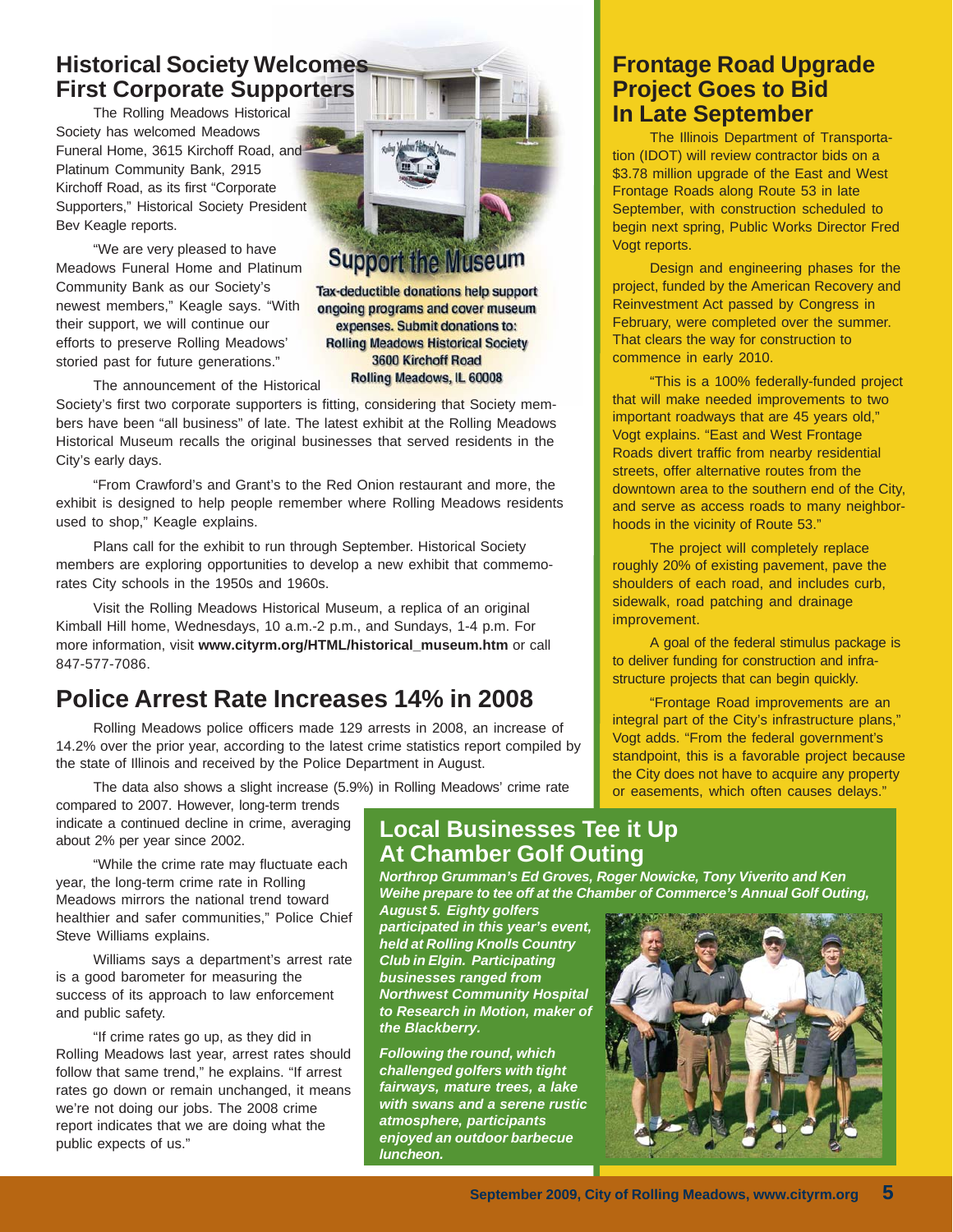## Historical Society Welcomes First Corporate Supporters

The Rolling Meadows Historical Society has welcomed Meadows Funeral Home, 3615 Kirchoff Road, and Platinum Community Bank, 2915 Kirchoff Road, as its first "Corporate Supporters," Historical Society President Bev Keagle reports.

"We are very pleased to have Meadows Funeral Home and Platinum Community Bank as our Society's newest members," Keagle says. "With their support, we will continue our efforts to preserve Rolling Meadows' storied past for future generations."

The announcement of the Historical Society's first two corporate supporters is fitting, considering that Society members have been "all business" of late. The latest exhibit at the Rolling Meadows Historical Museum recalls the original businesses that served residents in the City's early days.

"From Crawford's and Grant's to the Red Onion restaurant and more, the exhibit is designed to help people remember where Rolling Meadows residents used to shop," Keagle explains.

Plans call for the exhibit to run through September. Historical Society members are exploring opportunities to develop a new exhibit that commemorates City schools in the 1950s and 1960s.

Visit the Rolling Meadows Historical Museum, a replica of an original Kimball Hill home, Wednesdays, 10 a.m.-2 p.m., and Sundays, 1-4 p.m. For more information, visit **www.cityrm.org/HTML/historical_museum.htm** or call 847-577-7086.

### Support the Museum

**Tax-deductible donations help support ongoing programs and cover museum expenses. Submit donations to:**
**Rolling Meadows Historical Society**
**3600 Kirchoff Road**
**Rolling Meadows, IL 60008**

## Police Arrest Rate Increases 14% in 2008

Rolling Meadows police officers made 129 arrests in 2008, an increase of 14.2% over the prior year, according to the latest crime statistics report compiled by the state of Illinois and received by the Police Department in August.

The data also shows a slight increase (5.9%) in Rolling Meadows' crime rate compared to 2007. However, long-term trends indicate a continued decline in crime, averaging about 2% per year since 2002.

"While the crime rate may fluctuate each year, the long-term crime rate in Rolling Meadows mirrors the national trend toward healthier and safer communities," Police Chief Steve Williams explains.

Williams says a department's arrest rate is a good barometer for measuring the success of its approach to law enforcement and public safety.

"If crime rates go up, as they did in Rolling Meadows last year, arrest rates should follow that same trend," he explains. "If arrest rates go down or remain unchanged, it means we're not doing our jobs. The 2008 crime report indicates that we are doing what the public expects of us."

## Frontage Road Upgrade Project Goes to Bid In Late September

The Illinois Department of Transportation (IDOT) will review contractor bids on a $3.78 million upgrade of the East and West Frontage Roads along Route 53 in late September, with construction scheduled to begin next spring, Public Works Director Fred Vogt reports.

Design and engineering phases for the project, funded by the American Recovery and Reinvestment Act passed by Congress in February, were completed over the summer. That clears the way for construction to commence in early 2010.

"This is a 100% federally-funded project that will make needed improvements to two important roadways that are 45 years old," Vogt explains. "East and West Frontage Roads divert traffic from nearby residential streets, offer alternative routes from the downtown area to the southern end of the City, and serve as access roads to many neighborhoods in the vicinity of Route 53."

The project will completely replace roughly 20% of existing pavement, pave the shoulders of each road, and includes curb, sidewalk, road patching and drainage improvement.

A goal of the federal stimulus package is to deliver funding for construction and infrastructure projects that can begin quickly.

"Frontage Road improvements are an integral part of the City's infrastructure plans," Vogt adds. "From the federal government's standpoint, this is a favorable project because the City does not have to acquire any property or easements, which often causes delays."

## Local Businesses Tee it Up At Chamber Golf Outing

***Northrop Grumman's Ed Groves, Roger Nowicke, Tony Viverito and Ken Weihe prepare to tee off at the Chamber of Commerce's Annual Golf Outing, August 5. Eighty golfers participated in this year's event, held at Rolling Knolls Country Club in Elgin. Participating businesses ranged from Northwest Community Hospital to Research in Motion, maker of the Blackberry.***

***Following the round, which challenged golfers with tight fairways, mature trees, a lake with swans and a serene rustic atmosphere, participants enjoyed an outdoor barbecue luncheon.***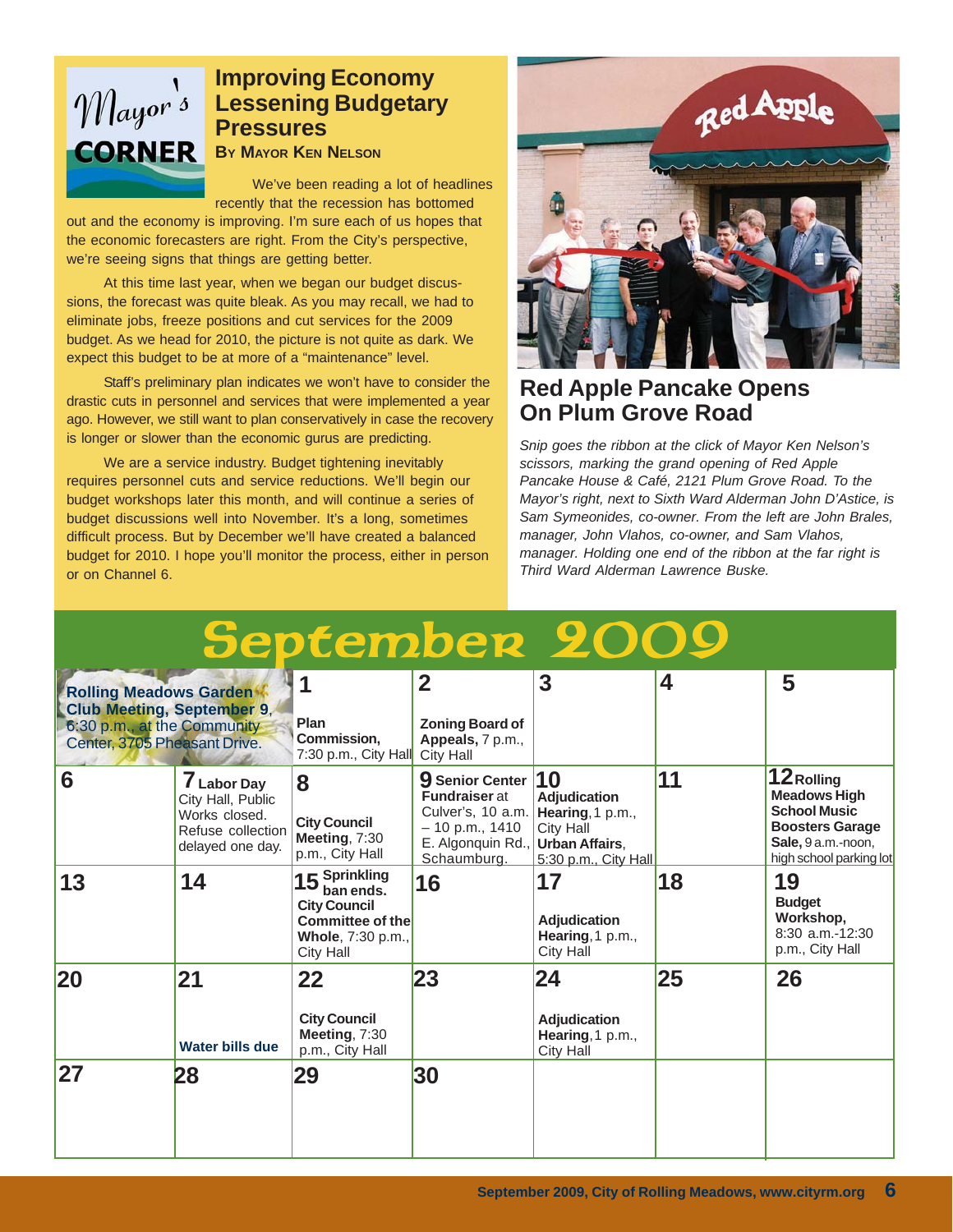Mayor's CORNER

## Improving Economy Lessening Budgetary Pressures

**By Mayor Ken Nelson**

We've been reading a lot of headlines recently that the recession has bottomed out and the economy is improving. I'm sure each of us hopes that the economic forecasters are right. From the City's perspective, we're seeing signs that things are getting better.

At this time last year, when we began our budget discussions, the forecast was quite bleak. As you may recall, we had to eliminate jobs, freeze positions and cut services for the 2009 budget. As we head for 2010, the picture is not quite as dark. We expect this budget to be at more of a "maintenance" level.

Staff's preliminary plan indicates we won't have to consider the drastic cuts in personnel and services that were implemented a year ago. However, we still want to plan conservatively in case the recovery is longer or slower than the economic gurus are predicting.

We are a service industry. Budget tightening inevitably requires personnel cuts and service reductions. We'll begin our budget workshops later this month, and will continue a series of budget discussions well into November. It's a long, sometimes difficult process. But by December we'll have created a balanced budget for 2010. I hope you'll monitor the process, either in person or on Channel 6.

## Red Apple Pancake Opens On Plum Grove Road

*Snip goes the ribbon at the click of Mayor Ken Nelson's scissors, marking the grand opening of Red Apple Pancake House & Café, 2121 Plum Grove Road. To the Mayor's right, next to Sixth Ward Alderman John D'Astice, is Sam Symeonides, co-owner. From the left are John Brales, manager, John Vlahos, co-owner, and Sam Vlahos, manager. Holding one end of the ribbon at the far right is Third Ward Alderman Lawrence Buske.*

## September 2009

| | | | | | | |
|---|---|---|---|---|---|---|
| **Rolling Meadows Garden Club Meeting, September 9**, 6:30 p.m., at the Community Center, 3705 Pheasant Drive. | | 1 **Plan Commission,** 7:30 p.m., City Hall | 2 **Zoning Board of Appeals,** 7 p.m., City Hall | 3 | 4 | 5 |
| 6 | 7 **Labor Day** City Hall, Public Works closed. Refuse collection delayed one day. | 8 **City Council Meeting**, 7:30 p.m., City Hall | 9 **Senior Center Fundraiser** at Culver's, 10 a.m. – 10 p.m., 1410 E. Algonquin Rd., Schaumburg. | 10 **Adjudication Hearing**, 1 p.m., City Hall **Urban Affairs**, 5:30 p.m., City Hall | 11 | 12 **Rolling Meadows High School Music Boosters Garage Sale,** 9 a.m.-noon, high school parking lot |
| 13 | 14 | 15 **Sprinkling ban ends. City Council Committee of the Whole**, 7:30 p.m., City Hall | 16 | 17 **Adjudication Hearing**, 1 p.m., City Hall | 18 | 19 **Budget Workshop,** 8:30 a.m.-12:30 p.m., City Hall |
| 20 | 21 **Water bills due** | 22 **City Council Meeting**, 7:30 p.m., City Hall | 23 | 24 **Adjudication Hearing**, 1 p.m., City Hall | 25 | 26 |
| 27 | 28 | 29 | 30 | | | |